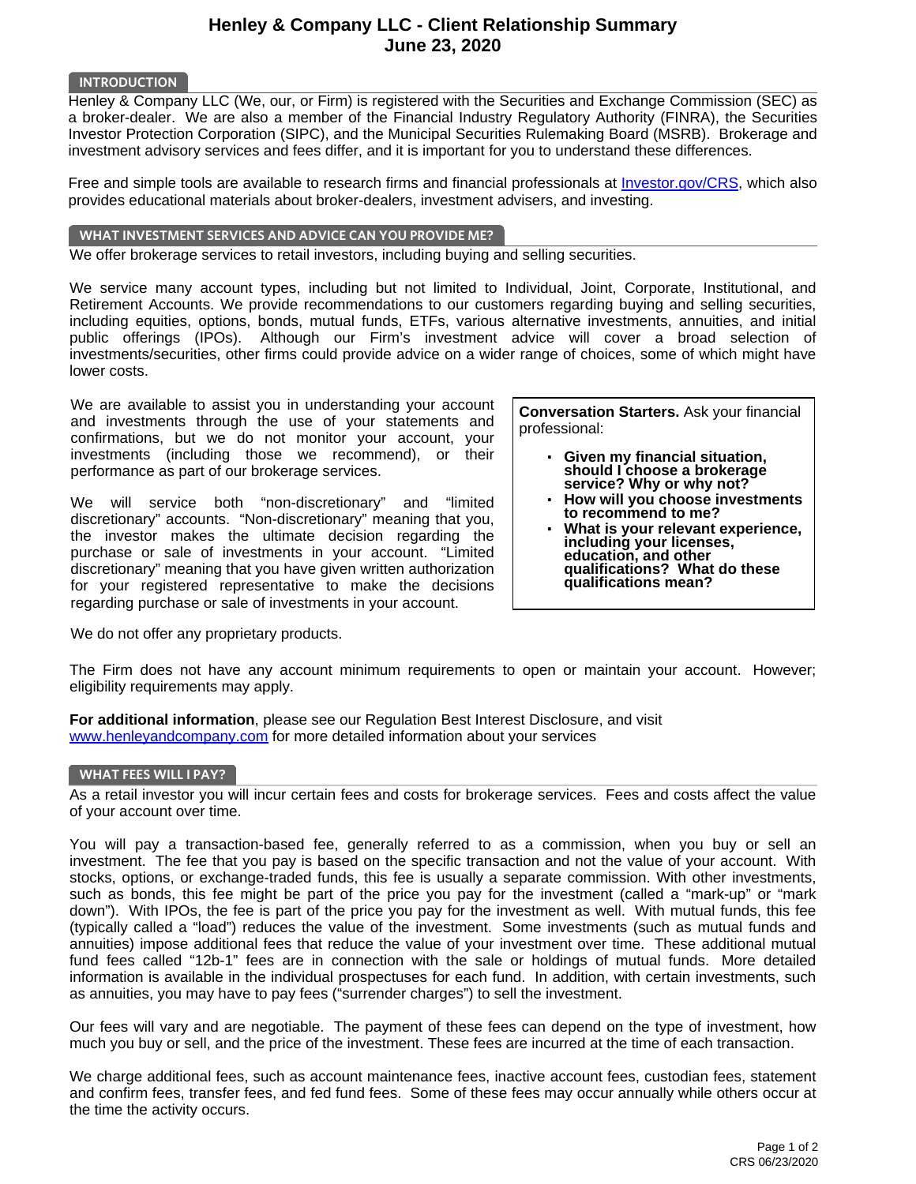# Henley & Company LLC - Client Relationship Summary
## June 23, 2020

### INTRODUCTION

Henley & Company LLC (We, our, or Firm) is registered with the Securities and Exchange Commission (SEC) as a broker-dealer. We are also a member of the Financial Industry Regulatory Authority (FINRA), the Securities Investor Protection Corporation (SIPC), and the Municipal Securities Rulemaking Board (MSRB). Brokerage and investment advisory services and fees differ, and it is important for you to understand these differences.

Free and simple tools are available to research firms and financial professionals at [Investor.gov/CRS](https://www.investor.gov/CRS), which also provides educational materials about broker-dealers, investment advisers, and investing.

### WHAT INVESTMENT SERVICES AND ADVICE CAN YOU PROVIDE ME?

We offer brokerage services to retail investors, including buying and selling securities.

We service many account types, including but not limited to Individual, Joint, Corporate, Institutional, and Retirement Accounts. We provide recommendations to our customers regarding buying and selling securities, including equities, options, bonds, mutual funds, ETFs, various alternative investments, annuities, and initial public offerings (IPOs). Although our Firm's investment advice will cover a broad selection of investments/securities, other firms could provide advice on a wider range of choices, some of which might have lower costs.

We are available to assist you in understanding your account and investments through the use of your statements and confirmations, but we do not monitor your account, your investments (including those we recommend), or their performance as part of our brokerage services.

We will service both "non-discretionary" and "limited discretionary" accounts. "Non-discretionary" meaning that you, the investor makes the ultimate decision regarding the purchase or sale of investments in your account. "Limited discretionary" meaning that you have given written authorization for your registered representative to make the decisions regarding purchase or sale of investments in your account.

We do not offer any proprietary products.

The Firm does not have any account minimum requirements to open or maintain your account. However; eligibility requirements may apply.

**For additional information**, please see our Regulation Best Interest Disclosure, and visit [www.henleyandcompany.com](http://www.henleyandcompany.com) for more detailed information about your services

> **Conversation Starters.** Ask your financial professional:
>
> - **Given my financial situation, should I choose a brokerage service? Why or why not?**
> - **How will you choose investments to recommend to me?**
> - **What is your relevant experience, including your licenses, education, and other qualifications? What do these qualifications mean?**

### WHAT FEES WILL I PAY?

As a retail investor you will incur certain fees and costs for brokerage services. Fees and costs affect the value of your account over time.

You will pay a transaction-based fee, generally referred to as a commission, when you buy or sell an investment. The fee that you pay is based on the specific transaction and not the value of your account. With stocks, options, or exchange-traded funds, this fee is usually a separate commission. With other investments, such as bonds, this fee might be part of the price you pay for the investment (called a "mark-up" or "mark down"). With IPOs, the fee is part of the price you pay for the investment as well. With mutual funds, this fee (typically called a "load") reduces the value of the investment. Some investments (such as mutual funds and annuities) impose additional fees that reduce the value of your investment over time. These additional mutual fund fees called "12b-1" fees are in connection with the sale or holdings of mutual funds. More detailed information is available in the individual prospectuses for each fund. In addition, with certain investments, such as annuities, you may have to pay fees ("surrender charges") to sell the investment.

Our fees will vary and are negotiable. The payment of these fees can depend on the type of investment, how much you buy or sell, and the price of the investment. These fees are incurred at the time of each transaction.

We charge additional fees, such as account maintenance fees, inactive account fees, custodian fees, statement and confirm fees, transfer fees, and fed fund fees. Some of these fees may occur annually while others occur at the time the activity occurs.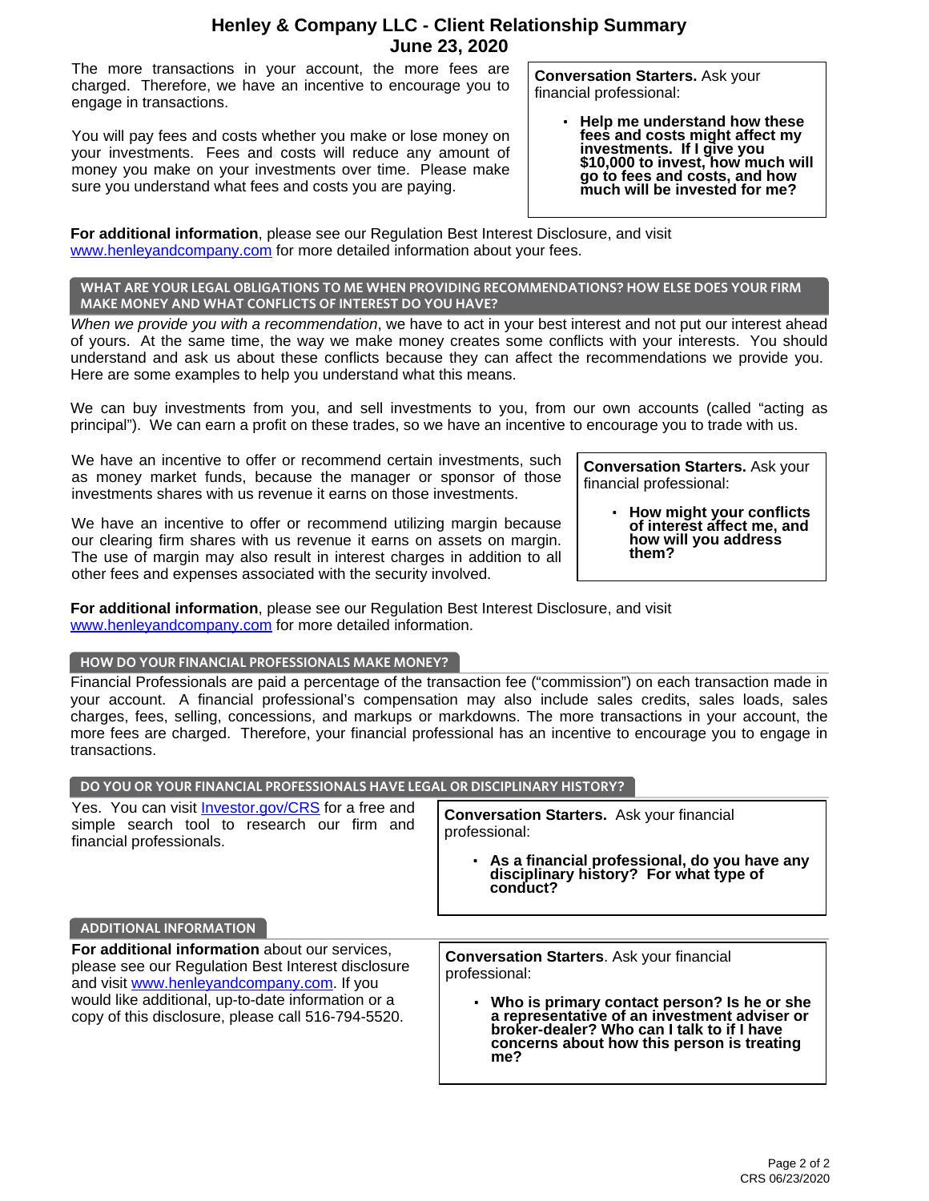# Henley & Company LLC - Client Relationship Summary
## June 23, 2020

The more transactions in your account, the more fees are charged. Therefore, we have an incentive to encourage you to engage in transactions.

You will pay fees and costs whether you make or lose money on your investments. Fees and costs will reduce any amount of money you make on your investments over time. Please make sure you understand what fees and costs you are paying.

**Conversation Starters.** Ask your financial professional:

- **Help me understand how these fees and costs might affect my investments. If I give you $10,000 to invest, how much will go to fees and costs, and how much will be invested for me?**

**For additional information**, please see our Regulation Best Interest Disclosure, and visit www.henleyandcompany.com for more detailed information about your fees.

## WHAT ARE YOUR LEGAL OBLIGATIONS TO ME WHEN PROVIDING RECOMMENDATIONS? HOW ELSE DOES YOUR FIRM MAKE MONEY AND WHAT CONFLICTS OF INTEREST DO YOU HAVE?

*When we provide you with a recommendation*, we have to act in your best interest and not put our interest ahead of yours. At the same time, the way we make money creates some conflicts with your interests. You should understand and ask us about these conflicts because they can affect the recommendations we provide you. Here are some examples to help you understand what this means.

We can buy investments from you, and sell investments to you, from our own accounts (called "acting as principal"). We can earn a profit on these trades, so we have an incentive to encourage you to trade with us.

We have an incentive to offer or recommend certain investments, such as money market funds, because the manager or sponsor of those investments shares with us revenue it earns on those investments.

We have an incentive to offer or recommend utilizing margin because our clearing firm shares with us revenue it earns on assets on margin. The use of margin may also result in interest charges in addition to all other fees and expenses associated with the security involved.

**Conversation Starters.** Ask your financial professional:

- **How might your conflicts of interest affect me, and how will you address them?**

**For additional information**, please see our Regulation Best Interest Disclosure, and visit www.henleyandcompany.com for more detailed information.

## HOW DO YOUR FINANCIAL PROFESSIONALS MAKE MONEY?

Financial Professionals are paid a percentage of the transaction fee ("commission") on each transaction made in your account. A financial professional's compensation may also include sales credits, sales loads, sales charges, fees, selling, concessions, and markups or markdowns. The more transactions in your account, the more fees are charged. Therefore, your financial professional has an incentive to encourage you to engage in transactions.

## DO YOU OR YOUR FINANCIAL PROFESSIONALS HAVE LEGAL OR DISCIPLINARY HISTORY?

Yes. You can visit Investor.gov/CRS for a free and simple search tool to research our firm and financial professionals.

**Conversation Starters.** Ask your financial professional:

- **As a financial professional, do you have any disciplinary history? For what type of conduct?**

## ADDITIONAL INFORMATION

**For additional information** about our services, please see our Regulation Best Interest disclosure and visit www.henleyandcompany.com. If you would like additional, up-to-date information or a copy of this disclosure, please call 516-794-5520.

**Conversation Starters**. Ask your financial professional:

- **Who is primary contact person? Is he or she a representative of an investment adviser or broker-dealer? Who can I talk to if I have concerns about how this person is treating me?**

CRS 06/23/2020